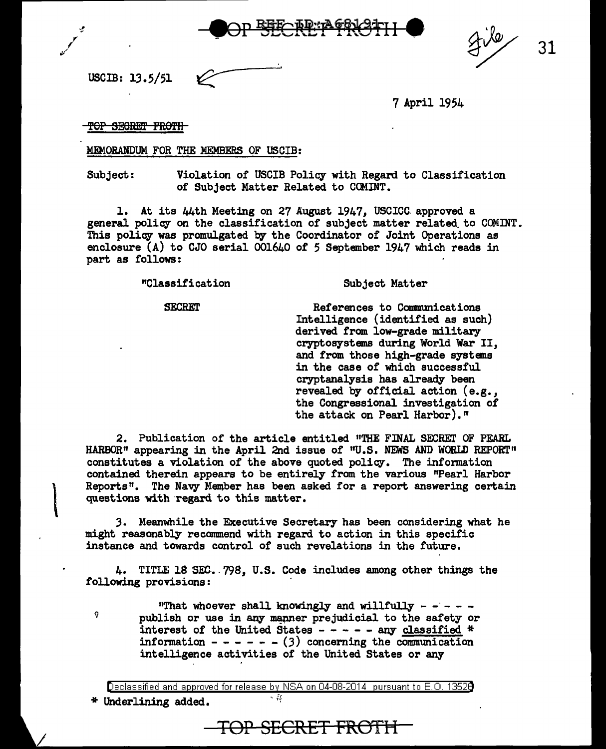USCIB: 13.5/51

7 April 1954

~~TOP SECRET FROTH~~

MEMORANDUM FOR THE MEMBERS OF USCIB:

Subject: Violation of USCIB Policy with Regard to Classification of Subject Matter Related to COMINT.

1. At its 44th Meeting on 27 August 1947, USCICC approved a general policy on the classification of subject matter related to COMINT. This policy was promulgated by the Coordinator of Joint Operations as enclosure (A) to CJO serial 001640 of 5 September 1947 which reads in part as follows:

| "Classification | Subject Matter |
| --- | --- |
| SECRET | References to Communications Intelligence (identified as such) derived from low-grade military cryptosystems during World War II, and from those high-grade systems in the case of which successful cryptanalysis has already been revealed by official action (e.g., the Congressional investigation of the attack on Pearl Harbor)." |

2. Publication of the article entitled "THE FINAL SECRET OF PEARL HARBOR" appearing in the April 2nd issue of "U.S. NEWS AND WORLD REPORT" constitutes a violation of the above quoted policy. The information contained therein appears to be entirely from the various "Pearl Harbor Reports". The Navy Member has been asked for a report answering certain questions with regard to this matter.

3. Meanwhile the Executive Secretary has been considering what he might reasonably recommend with regard to action in this specific instance and towards control of such revelations in the future.

4. TITLE 18 SEC. 798, U.S. Code includes among other things the following provisions:

> "That whoever shall knowingly and willfully - - - - - publish or use in any manner prejudicial to the safety or interest of the United States - - - - - any classified * information - - - - - - (3) concerning the communication intelligence activities of the United States or any

\* Underlining added.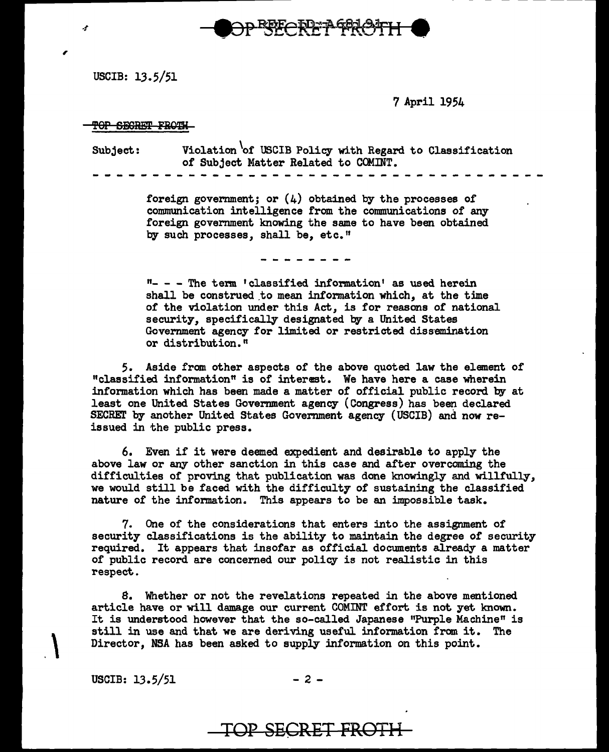USCIB: 13.5/51

7 April 1954

~~TOP SECRET FROTH~~

Subject: Violation of USCIB Policy with Regard to Classification of Subject Matter Related to COMINT.

- - - - - - - - - - - - - - - - - - - - - - - - - - - - - - - - - - - - - - - -

foreign government; or (4) obtained by the processes of communication intelligence from the communications of any foreign government knowing the same to have been obtained by such processes, shall be, etc."

- - - - - - - -

"- - - The term 'classified information' as used herein shall be construed to mean information which, at the time of the violation under this Act, is for reasons of national security, specifically designated by a United States Government agency for limited or restricted dissemination or distribution."

5. Aside from other aspects of the above quoted law the element of "classified information" is of interest. We have here a case wherein information which has been made a matter of official public record by at least one United States Government agency (Congress) has been declared SECRET by another United States Government agency (USCIB) and now re-issued in the public press.

6. Even if it were deemed expedient and desirable to apply the above law or any other sanction in this case and after overcoming the difficulties of proving that publication was done knowingly and willfully, we would still be faced with the difficulty of sustaining the classified nature of the information. This appears to be an impossible task.

7. One of the considerations that enters into the assignment of security classifications is the ability to maintain the degree of security required. It appears that insofar as official documents already a matter of public record are concerned our policy is not realistic in this respect.

8. Whether or not the revelations repeated in the above mentioned article have or will damage our current COMINT effort is not yet known. It is understood however that the so-called Japanese "Purple Machine" is still in use and that we are deriving useful information from it. The Director, NSA has been asked to supply information on this point.

USCIB: 13.5/51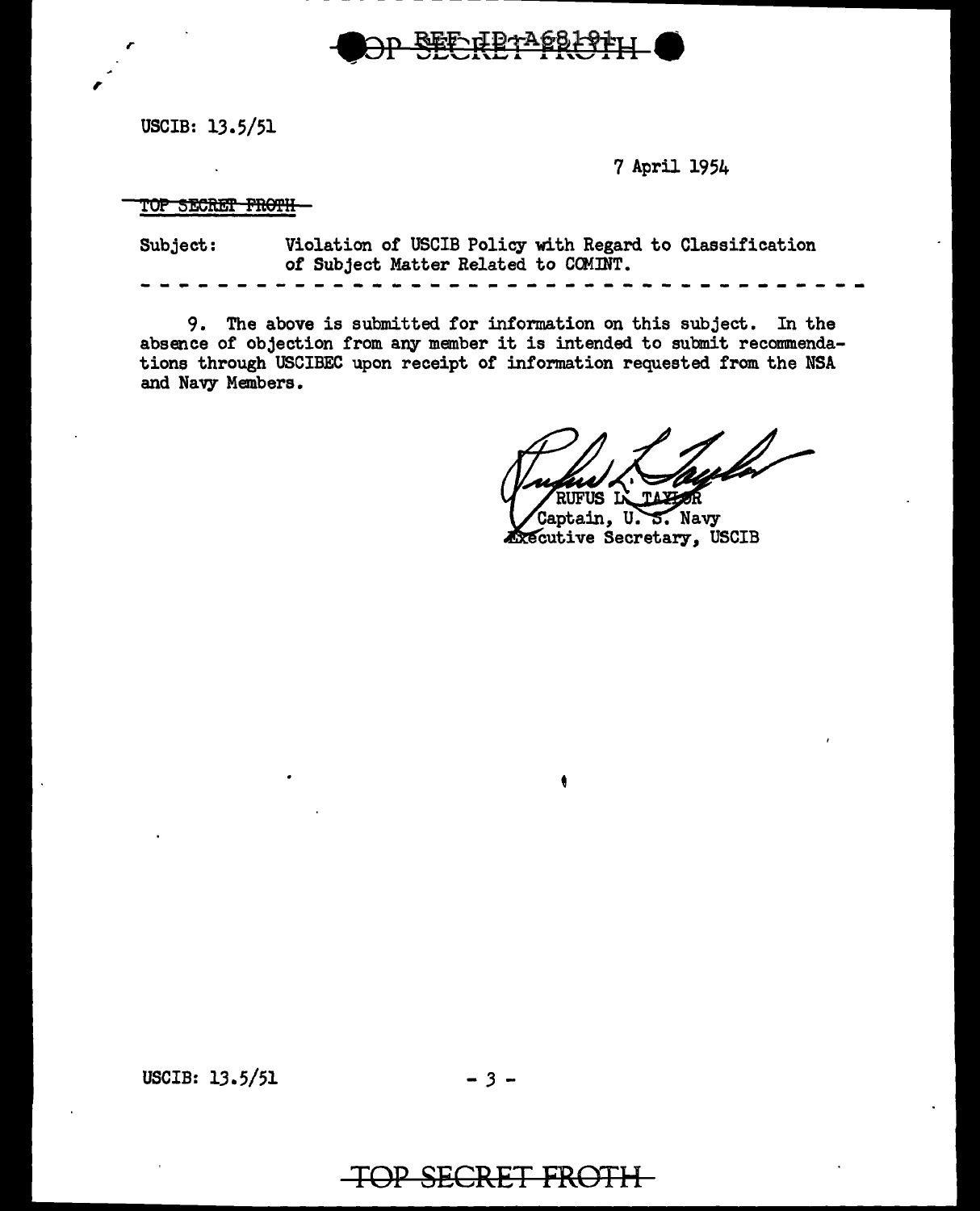USCIB: 13.5/51

7 April 1954

~~TOP SECRET FROTH~~

Subject: Violation of USCIB Policy with Regard to Classification of Subject Matter Related to COMINT.

---

9. The above is submitted for information on this subject. In the absence of objection from any member it is intended to submit recommendations through USCIBEC upon receipt of information requested from the NSA and Navy Members.

RUFUS L. TAYLOR
Captain, U. S. Navy
Executive Secretary, USCIB